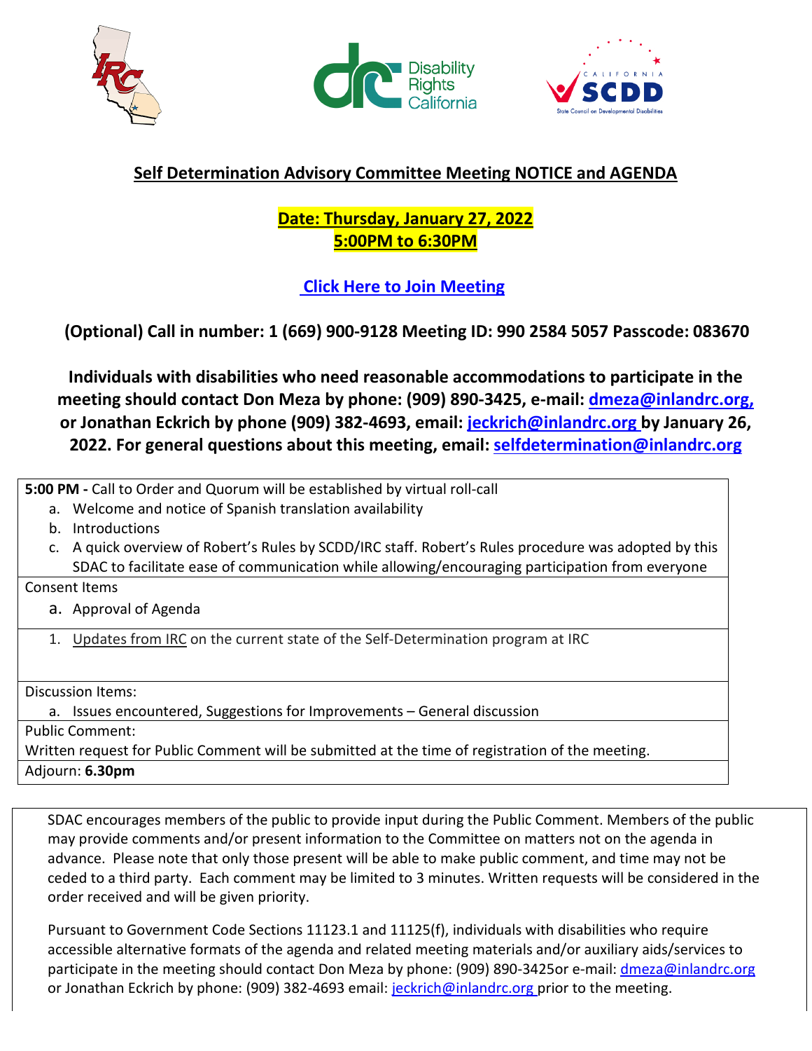# Self Determination Advisory Committee Meeting NOTICE and AGENDA

**Date: Thursday, January 27, 2022**
**5:00PM to 6:30PM**

**Click Here to Join Meeting**

**(Optional) Call in number: 1 (669) 900-9128 Meeting ID: 990 2584 5057 Passcode: 083670**

**Individuals with disabilities who need reasonable accommodations to participate in the meeting should contact Don Meza by phone: (909) 890-3425, e-mail: dmeza@inlandrc.org, or Jonathan Eckrich by phone (909) 382-4693, email: jeckrich@inlandrc.org by January 26, 2022. For general questions about this meeting, email: selfdetermination@inlandrc.org**

**5:00 PM -** Call to Order and Quorum will be established by virtual roll-call

a. Welcome and notice of Spanish translation availability
b. Introductions
c. A quick overview of Robert's Rules by SCDD/IRC staff. Robert's Rules procedure was adopted by this SDAC to facilitate ease of communication while allowing/encouraging participation from everyone

Consent Items

a. Approval of Agenda

1. Updates from IRC on the current state of the Self-Determination program at IRC

Discussion Items:

a. Issues encountered, Suggestions for Improvements – General discussion

Public Comment:

Written request for Public Comment will be submitted at the time of registration of the meeting.

Adjourn: **6.30pm**

SDAC encourages members of the public to provide input during the Public Comment. Members of the public may provide comments and/or present information to the Committee on matters not on the agenda in advance. Please note that only those present will be able to make public comment, and time may not be ceded to a third party. Each comment may be limited to 3 minutes. Written requests will be considered in the order received and will be given priority.

Pursuant to Government Code Sections 11123.1 and 11125(f), individuals with disabilities who require accessible alternative formats of the agenda and related meeting materials and/or auxiliary aids/services to participate in the meeting should contact Don Meza by phone: (909) 890-3425or e-mail: dmeza@inlandrc.org or Jonathan Eckrich by phone: (909) 382-4693 email: jeckrich@inlandrc.org prior to the meeting.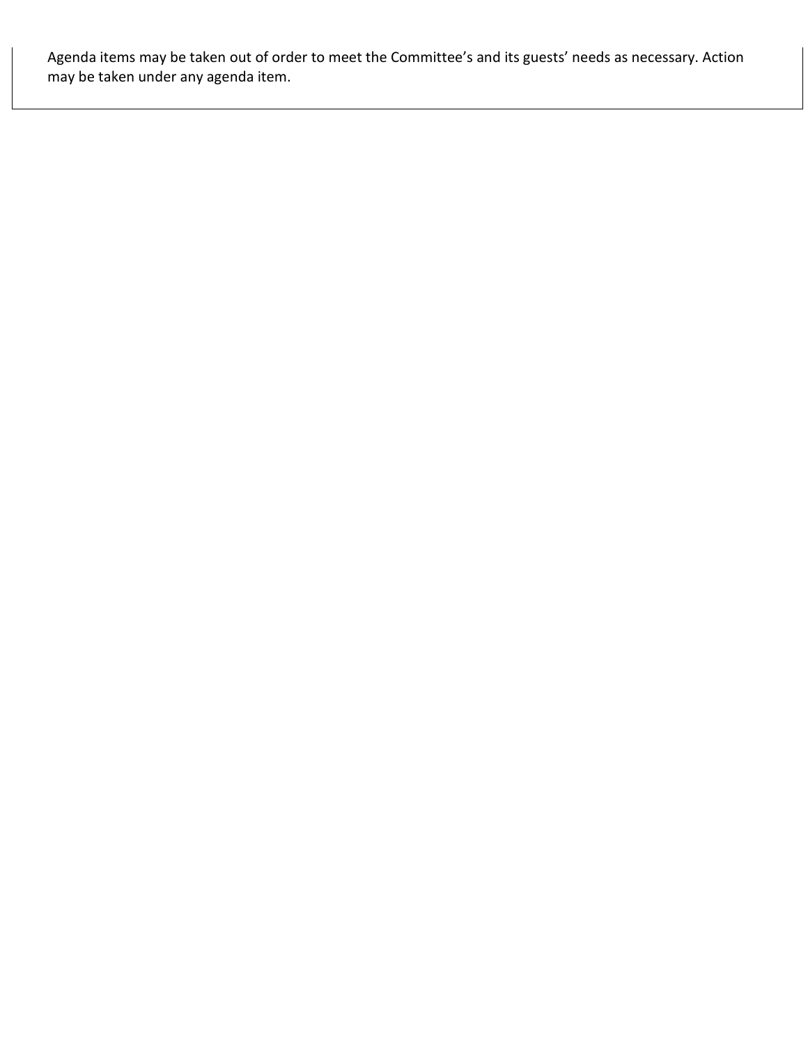Agenda items may be taken out of order to meet the Committee's and its guests' needs as necessary. Action may be taken under any agenda item.